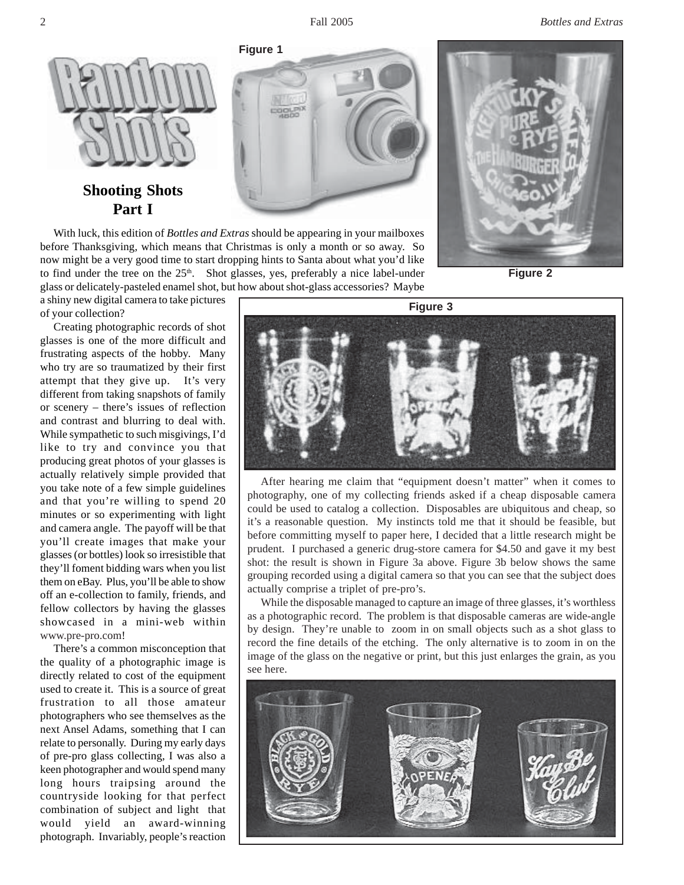# Random Shots

## Shooting Shots Part I

Figure 1

Figure 2

With luck, this edition of *Bottles and Extras* should be appearing in your mailboxes before Thanksgiving, which means that Christmas is only a month or so away. So now might be a very good time to start dropping hints to Santa about what you'd like to find under the tree on the 25th. Shot glasses, yes, preferably a nice label-under glass or delicately-pasteled enamel shot, but how about shot-glass accessories? Maybe a shiny new digital camera to take pictures of your collection?

Creating photographic records of shot glasses is one of the more difficult and frustrating aspects of the hobby. Many who try are so traumatized by their first attempt that they give up. It's very different from taking snapshots of family or scenery – there's issues of reflection and contrast and blurring to deal with. While sympathetic to such misgivings, I'd like to try and convince you that producing great photos of your glasses is actually relatively simple provided that you take note of a few simple guidelines and that you're willing to spend 20 minutes or so experimenting with light and camera angle. The payoff will be that you'll create images that make your glasses (or bottles) look so irresistible that they'll foment bidding wars when you list them on eBay. Plus, you'll be able to show off an e-collection to family, friends, and fellow collectors by having the glasses showcased in a mini-web within www.pre-pro.com!

There's a common misconception that the quality of a photographic image is directly related to cost of the equipment used to create it. This is a source of great frustration to all those amateur photographers who see themselves as the next Ansel Adams, something that I can relate to personally. During my early days of pre-pro glass collecting, I was also a keen photographer and would spend many long hours traipsing around the countryside looking for that perfect combination of subject and light that would yield an award-winning photograph. Invariably, people's reaction

Figure 3

After hearing me claim that "equipment doesn't matter" when it comes to photography, one of my collecting friends asked if a cheap disposable camera could be used to catalog a collection. Disposables are ubiquitous and cheap, so it's a reasonable question. My instincts told me that it should be feasible, but before committing myself to paper here, I decided that a little research might be prudent. I purchased a generic drug-store camera for $4.50 and gave it my best shot: the result is shown in Figure 3a above. Figure 3b below shows the same grouping recorded using a digital camera so that you can see that the subject does actually comprise a triplet of pre-pro's.

While the disposable managed to capture an image of three glasses, it's worthless as a photographic record. The problem is that disposable cameras are wide-angle by design. They're unable to zoom in on small objects such as a shot glass to record the fine details of the etching. The only alternative is to zoom in on the image of the glass on the negative or print, but this just enlarges the grain, as you see here.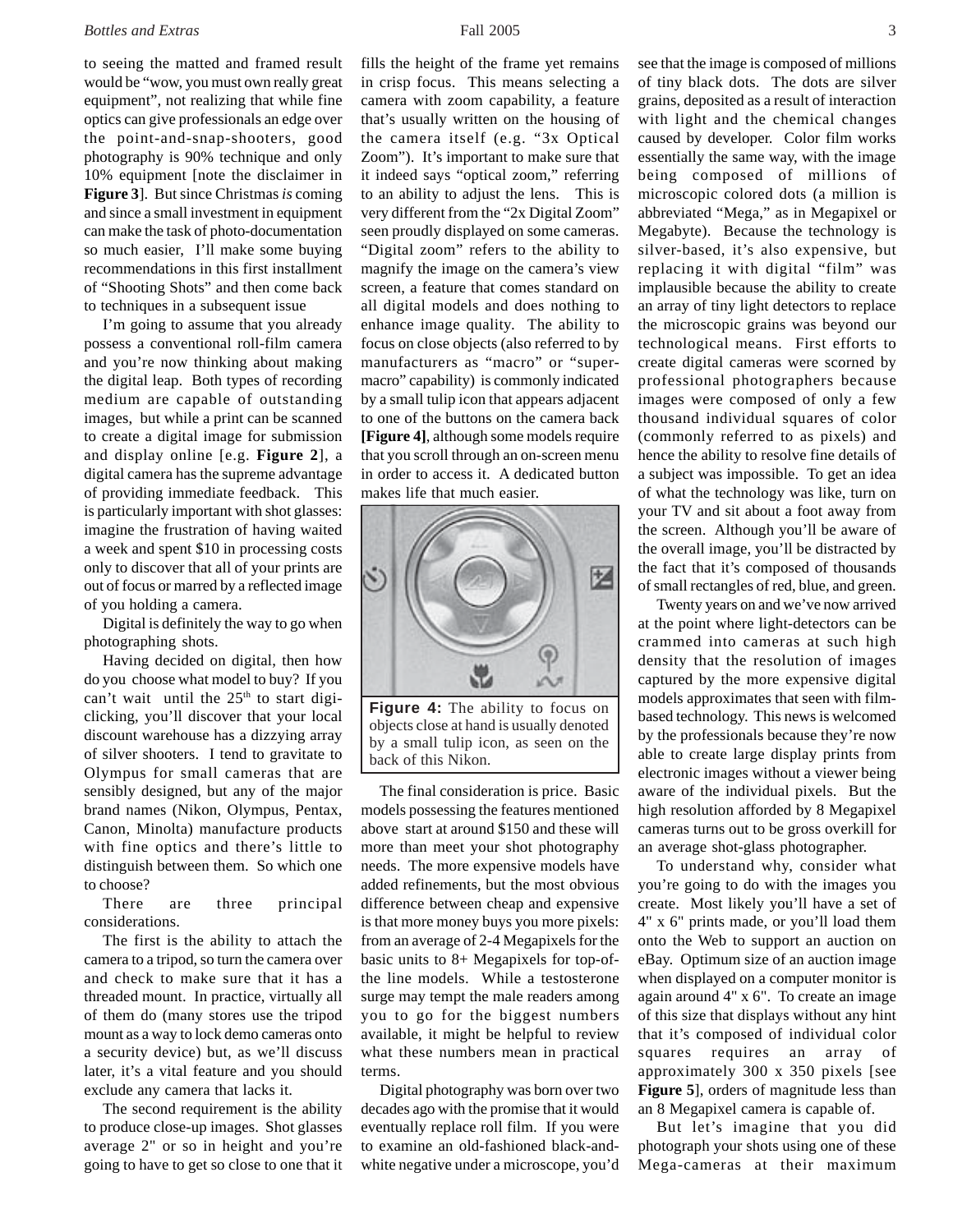to seeing the matted and framed result would be "wow, you must own really great equipment", not realizing that while fine optics can give professionals an edge over the point-and-snap-shooters, good photography is 90% technique and only 10% equipment [note the disclaimer in **Figure 3**]. But since Christmas *is* coming and since a small investment in equipment can make the task of photo-documentation so much easier, I'll make some buying recommendations in this first installment of "Shooting Shots" and then come back to techniques in a subsequent issue

I'm going to assume that you already possess a conventional roll-film camera and you're now thinking about making the digital leap. Both types of recording medium are capable of outstanding images, but while a print can be scanned to create a digital image for submission and display online [e.g. **Figure 2**], a digital camera has the supreme advantage of providing immediate feedback. This is particularly important with shot glasses: imagine the frustration of having waited a week and spent $10 in processing costs only to discover that all of your prints are out of focus or marred by a reflected image of you holding a camera.

Digital is definitely the way to go when photographing shots.

Having decided on digital, then how do you choose what model to buy? If you can't wait until the 25th to start digi-clicking, you'll discover that your local discount warehouse has a dizzying array of silver shooters. I tend to gravitate to Olympus for small cameras that are sensibly designed, but any of the major brand names (Nikon, Olympus, Pentax, Canon, Minolta) manufacture products with fine optics and there's little to distinguish between them. So which one to choose?

There are three principal considerations.

The first is the ability to attach the camera to a tripod, so turn the camera over and check to make sure that it has a threaded mount. In practice, virtually all of them do (many stores use the tripod mount as a way to lock demo cameras onto a security device) but, as we'll discuss later, it's a vital feature and you should exclude any camera that lacks it.

The second requirement is the ability to produce close-up images. Shot glasses average 2" or so in height and you're going to have to get so close to one that it fills the height of the frame yet remains in crisp focus. This means selecting a camera with zoom capability, a feature that's usually written on the housing of the camera itself (e.g. "3x Optical Zoom"). It's important to make sure that it indeed says "optical zoom," referring to an ability to adjust the lens. This is very different from the "2x Digital Zoom" seen proudly displayed on some cameras. "Digital zoom" refers to the ability to magnify the image on the camera's view screen, a feature that comes standard on all digital models and does nothing to enhance image quality. The ability to focus on close objects (also referred to by manufacturers as "macro" or "super-macro" capability) is commonly indicated by a small tulip icon that appears adjacent to one of the buttons on the camera back **[Figure 4]**, although some models require that you scroll through an on-screen menu in order to access it. A dedicated button makes life that much easier.

**Figure 4:** The ability to focus on objects close at hand is usually denoted by a small tulip icon, as seen on the back of this Nikon.

The final consideration is price. Basic models possessing the features mentioned above start at around $150 and these will more than meet your shot photography needs. The more expensive models have added refinements, but the most obvious difference between cheap and expensive is that more money buys you more pixels: from an average of 2-4 Megapixels for the basic units to 8+ Megapixels for top-of-the line models. While a testosterone surge may tempt the male readers among you to go for the biggest numbers available, it might be helpful to review what these numbers mean in practical terms.

Digital photography was born over two decades ago with the promise that it would eventually replace roll film. If you were to examine an old-fashioned black-and-white negative under a microscope, you'd see that the image is composed of millions of tiny black dots. The dots are silver grains, deposited as a result of interaction with light and the chemical changes caused by developer. Color film works essentially the same way, with the image being composed of millions of microscopic colored dots (a million is abbreviated "Mega," as in Megapixel or Megabyte). Because the technology is silver-based, it's also expensive, but replacing it with digital "film" was implausible because the ability to create an array of tiny light detectors to replace the microscopic grains was beyond our technological means. First efforts to create digital cameras were scorned by professional photographers because images were composed of only a few thousand individual squares of color (commonly referred to as pixels) and hence the ability to resolve fine details of a subject was impossible. To get an idea of what the technology was like, turn on your TV and sit about a foot away from the screen. Although you'll be aware of the overall image, you'll be distracted by the fact that it's composed of thousands of small rectangles of red, blue, and green.

Twenty years on and we've now arrived at the point where light-detectors can be crammed into cameras at such high density that the resolution of images captured by the more expensive digital models approximates that seen with film-based technology. This news is welcomed by the professionals because they're now able to create large display prints from electronic images without a viewer being aware of the individual pixels. But the high resolution afforded by 8 Megapixel cameras turns out to be gross overkill for an average shot-glass photographer.

To understand why, consider what you're going to do with the images you create. Most likely you'll have a set of 4" x 6" prints made, or you'll load them onto the Web to support an auction on eBay. Optimum size of an auction image when displayed on a computer monitor is again around 4" x 6". To create an image of this size that displays without any hint that it's composed of individual color squares requires an array of approximately 300 x 350 pixels [see **Figure 5**], orders of magnitude less than an 8 Megapixel camera is capable of.

But let's imagine that you did photograph your shots using one of these Mega-cameras at their maximum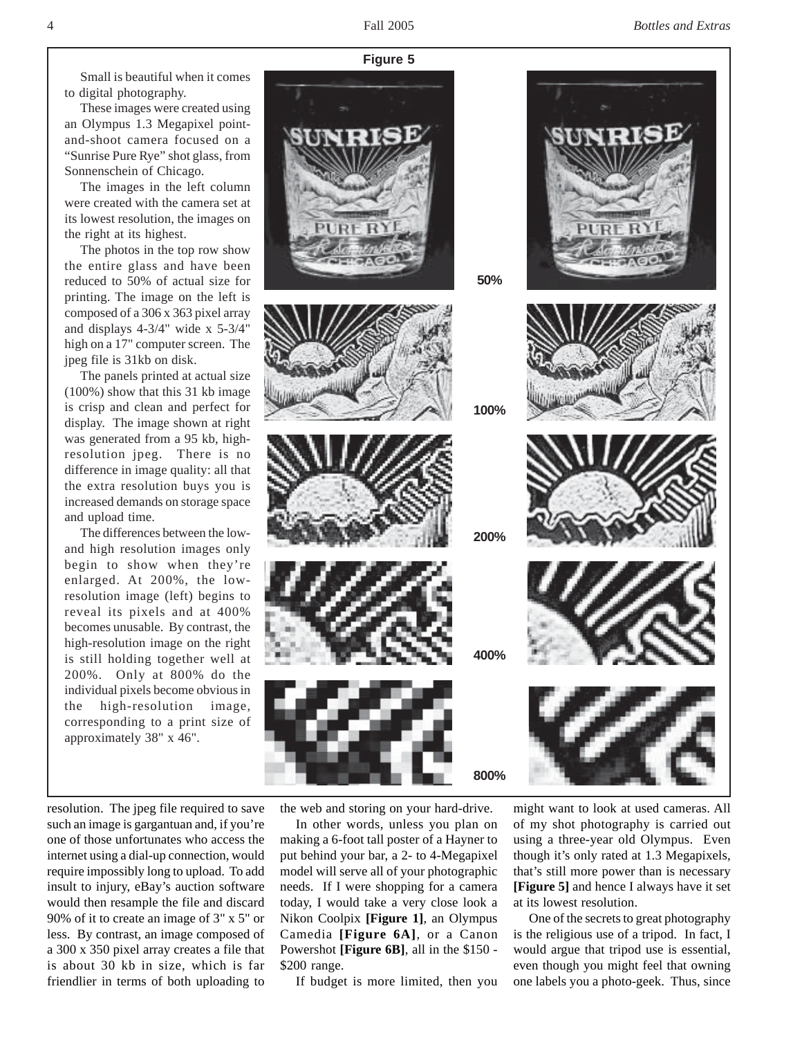**Figure 5**

Small is beautiful when it comes to digital photography.

These images were created using an Olympus 1.3 Megapixel point-and-shoot camera focused on a "Sunrise Pure Rye" shot glass, from Sonnenschein of Chicago.

The images in the left column were created with the camera set at its lowest resolution, the images on the right at its highest.

The photos in the top row show the entire glass and have been reduced to 50% of actual size for printing. The image on the left is composed of a 306 x 363 pixel array and displays 4-3/4" wide x 5-3/4" high on a 17" computer screen. The jpeg file is 31kb on disk.

The panels printed at actual size (100%) show that this 31 kb image is crisp and clean and perfect for display. The image shown at right was generated from a 95 kb, high-resolution jpeg. There is no difference in image quality: all that the extra resolution buys you is increased demands on storage space and upload time.

The differences between the low- and high resolution images only begin to show when they're enlarged. At 200%, the low-resolution image (left) begins to reveal its pixels and at 400% becomes unusable. By contrast, the high-resolution image on the right is still holding together well at 200%. Only at 800% do the individual pixels become obvious in the high-resolution image, corresponding to a print size of approximately 38" x 46".

50%

100%

200%

400%

800%

resolution. The jpeg file required to save such an image is gargantuan and, if you're one of those unfortunates who access the internet using a dial-up connection, would require impossibly long to upload. To add insult to injury, eBay's auction software would then resample the file and discard 90% of it to create an image of 3" x 5" or less. By contrast, an image composed of a 300 x 350 pixel array creates a file that is about 30 kb in size, which is far friendlier in terms of both uploading to the web and storing on your hard-drive.

In other words, unless you plan on making a 6-foot tall poster of a Hayner to put behind your bar, a 2- to 4-Megapixel model will serve all of your photographic needs. If I were shopping for a camera today, I would take a very close look a Nikon Coolpix **[Figure 1]**, an Olympus Camedia **[Figure 6A]**, or a Canon Powershot **[Figure 6B]**, all in the $150 - $200 range.

If budget is more limited, then you might want to look at used cameras. All of my shot photography is carried out using a three-year old Olympus. Even though it's only rated at 1.3 Megapixels, that's still more power than is necessary **[Figure 5]** and hence I always have it set at its lowest resolution.

One of the secrets to great photography is the religious use of a tripod. In fact, I would argue that tripod use is essential, even though you might feel that owning one labels you a photo-geek. Thus, since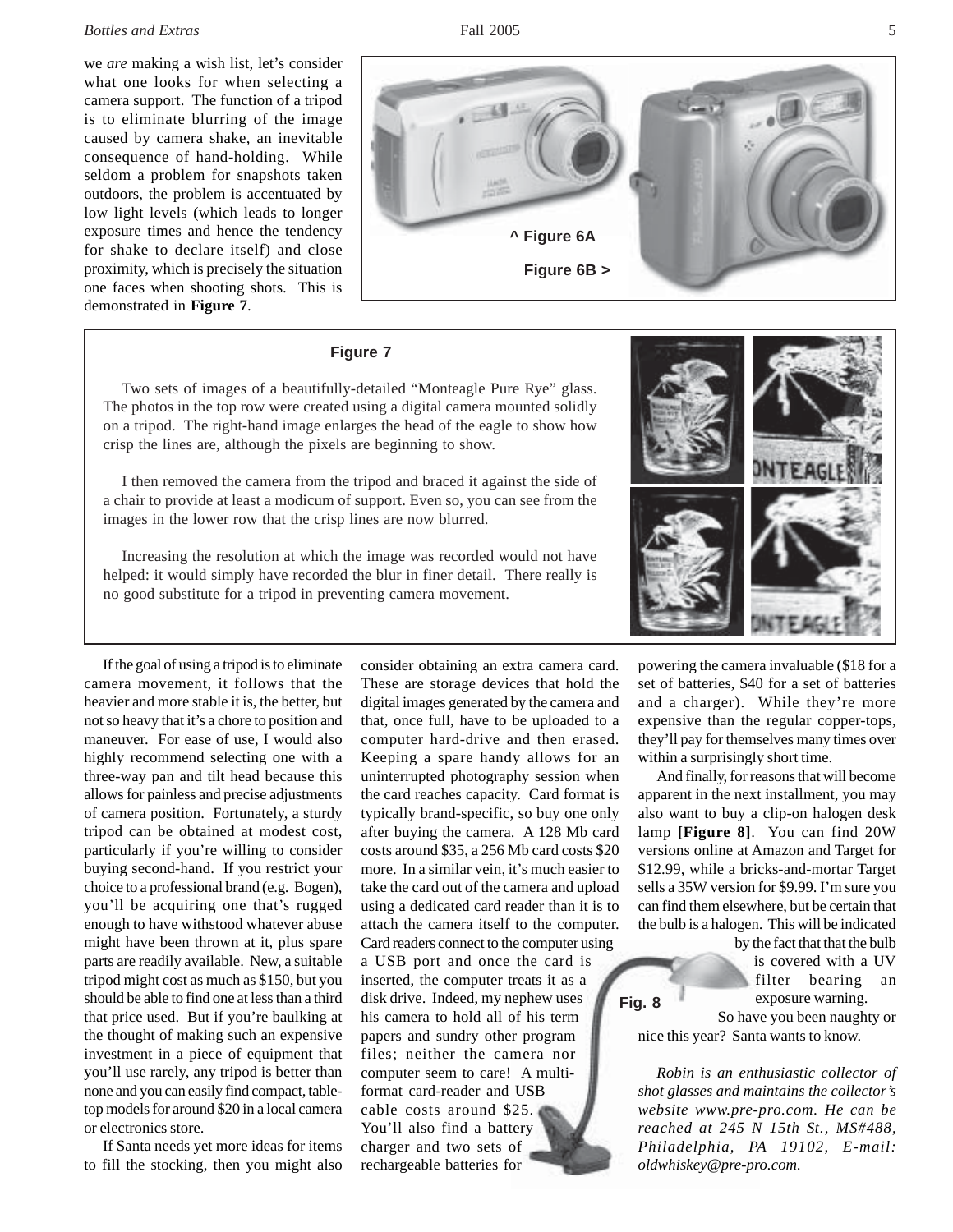we *are* making a wish list, let's consider what one looks for when selecting a camera support. The function of a tripod is to eliminate blurring of the image caused by camera shake, an inevitable consequence of hand-holding. While seldom a problem for snapshots taken outdoors, the problem is accentuated by low light levels (which leads to longer exposure times and hence the tendency for shake to declare itself) and close proximity, which is precisely the situation one faces when shooting shots. This is demonstrated in **Figure 7**.

^ Figure 6A

Figure 6B >

**Figure 7**

Two sets of images of a beautifully-detailed "Monteagle Pure Rye" glass. The photos in the top row were created using a digital camera mounted solidly on a tripod. The right-hand image enlarges the head of the eagle to show how crisp the lines are, although the pixels are beginning to show.

I then removed the camera from the tripod and braced it against the side of a chair to provide at least a modicum of support. Even so, you can see from the images in the lower row that the crisp lines are now blurred.

Increasing the resolution at which the image was recorded would not have helped: it would simply have recorded the blur in finer detail. There really is no good substitute for a tripod in preventing camera movement.

If the goal of using a tripod is to eliminate camera movement, it follows that the heavier and more stable it is, the better, but not so heavy that it's a chore to position and maneuver. For ease of use, I would also highly recommend selecting one with a three-way pan and tilt head because this allows for painless and precise adjustments of camera position. Fortunately, a sturdy tripod can be obtained at modest cost, particularly if you're willing to consider buying second-hand. If you restrict your choice to a professional brand (e.g. Bogen), you'll be acquiring one that's rugged enough to have withstood whatever abuse might have been thrown at it, plus spare parts are readily available. New, a suitable tripod might cost as much as $150, but you should be able to find one at less than a third that price used. But if you're baulking at the thought of making such an expensive investment in a piece of equipment that you'll use rarely, any tripod is better than none and you can easily find compact, table-top models for around $20 in a local camera or electronics store.

If Santa needs yet more ideas for items to fill the stocking, then you might also consider obtaining an extra camera card. These are storage devices that hold the digital images generated by the camera and that, once full, have to be uploaded to a computer hard-drive and then erased. Keeping a spare handy allows for an uninterrupted photography session when the card reaches capacity. Card format is typically brand-specific, so buy one only after buying the camera. A 128 Mb card costs around $35, a 256 Mb card costs $20 more. In a similar vein, it's much easier to take the card out of the camera and upload using a dedicated card reader than it is to attach the camera itself to the computer. Card readers connect to the computer using a USB port and once the card is inserted, the computer treats it as a disk drive. Indeed, my nephew uses his camera to hold all of his term papers and sundry other program files; neither the camera nor computer seem to care! A multi-format card-reader and USB cable costs around $25. You'll also find a battery charger and two sets of rechargeable batteries for powering the camera invaluable ($18 for a set of batteries, $40 for a set of batteries and a charger). While they're more expensive than the regular copper-tops, they'll pay for themselves many times over within a surprisingly short time.

And finally, for reasons that will become apparent in the next installment, you may also want to buy a clip-on halogen desk lamp **[Figure 8]**. You can find 20W versions online at Amazon and Target for $12.99, while a bricks-and-mortar Target sells a 35W version for $9.99. I'm sure you can find them elsewhere, but be certain that the bulb is a halogen. This will be indicated by the fact that that the bulb is covered with a UV filter bearing an exposure warning.

Fig. 8

So have you been naughty or nice this year? Santa wants to know.

*Robin is an enthusiastic collector of shot glasses and maintains the collector's website www.pre-pro.com. He can be reached at 245 N 15th St., MS#488, Philadelphia, PA 19102, E-mail: oldwhiskey@pre-pro.com.*